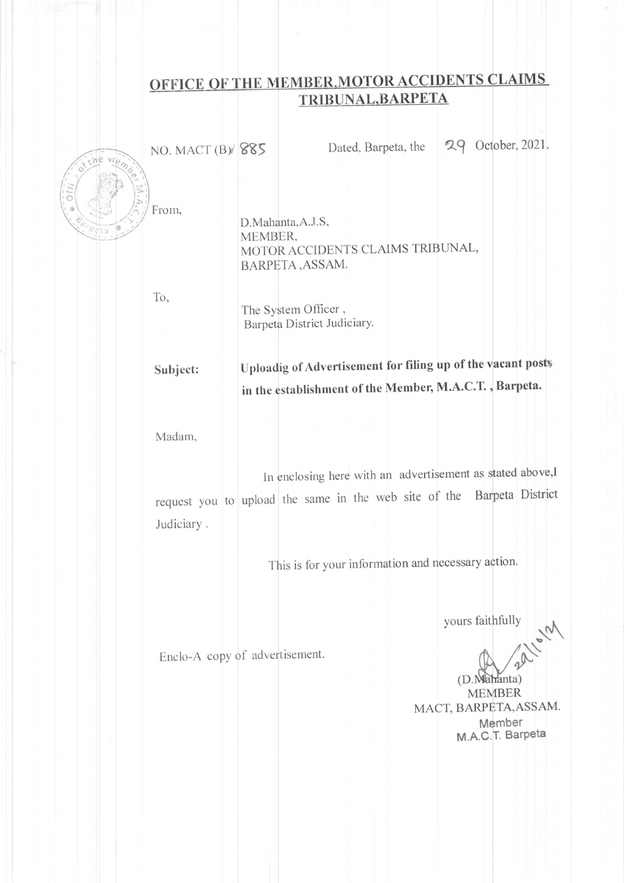# OFFICE OF THE MEMBER,MOTOR ACCIDENTS CLAIMS TRIBUNAL,BARPETA

NO. MACT (B)/ 885 Dated, Barpeta, the 29 October, 2021.

From,

D.Mahanta,A.J.S,
MEMBER,
MOTOR ACCIDENTS CLAIMS TRIBUNAL,
BARPETA ,ASSAM.

To,

The System Officer ,
Barpeta District Judiciary.

**Subject: Uploadig of Advertisement for filing up of the vacant posts in the establishment of the Member, M.A.C.T. , Barpeta.**

Madam,

In enclosing here with an advertisement as stated above,I request you to upload the same in the web site of the Barpeta District Judiciary .

This is for your information and necessary action.

yours faithfully

Enclo-A copy of advertisement.

(D.Mahanta)
MEMBER
MACT, BARPETA,ASSAM.
Member
M.A.C.T. Barpeta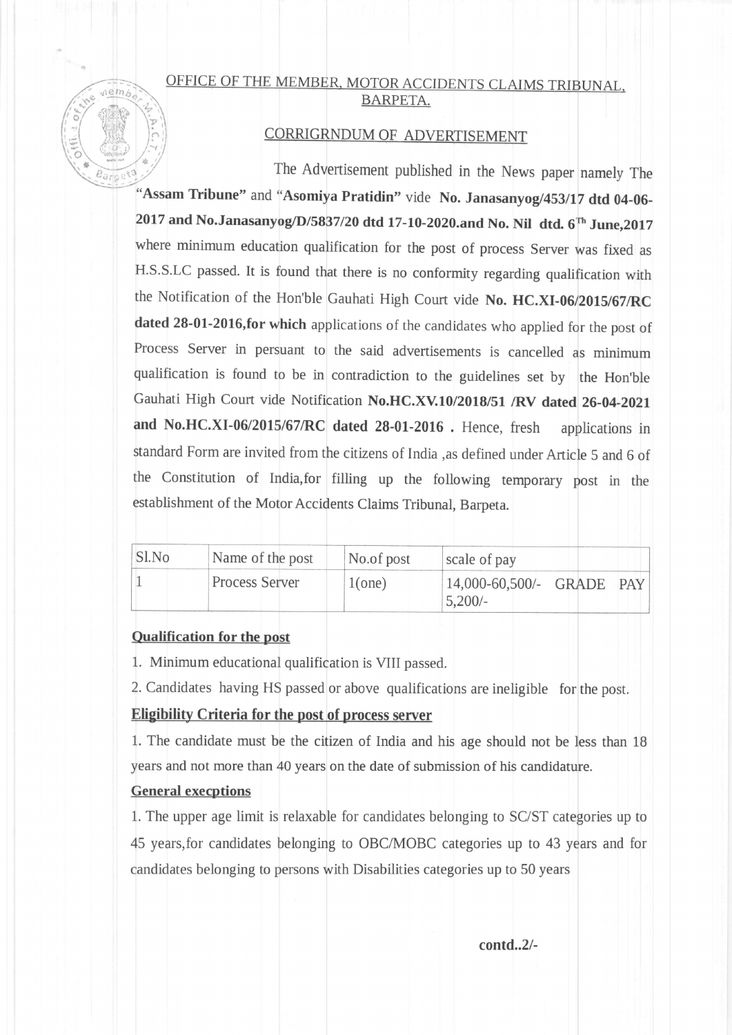## OFFICE OF THE MEMBER, MOTOR ACCIDENTS CLAIMS TRIBUNAL, BARPETA.

### CORRIGRNDUM OF ADVERTISEMENT

The Advertisement published in the News paper namely The "**Assam Tribune**" and "**Asomiya Pratidin**" vide **No. Janasanyog/453/17 dtd 04-06-2017 and No.Janasanyog/D/5837/20 dtd 17-10-2020.and No. Nil dtd. 6Th June,2017** where minimum education qualification for the post of process Server was fixed as H.S.S.LC passed. It is found that there is no conformity regarding qualification with the Notification of the Hon'ble Gauhati High Court vide **No. HC.XI-06/2015/67/RC dated 28-01-2016,for which** applications of the candidates who applied for the post of Process Server in persuant to the said advertisements is cancelled as minimum qualification is found to be in contradiction to the guidelines set by the Hon'ble Gauhati High Court vide Notification **No.HC.XV.10/2018/51 /RV dated 26-04-2021 and No.HC.XI-06/2015/67/RC dated 28-01-2016 .** Hence, fresh applications in standard Form are invited from the citizens of India ,as defined under Article 5 and 6 of the Constitution of India,for filling up the following temporary post in the establishment of the Motor Accidents Claims Tribunal, Barpeta.

| Sl.No | Name of the post | No.of post | scale of pay |
|---|---|---|---|
| 1 | Process Server | 1(one) | 14,000-60,500/- GRADE PAY 5,200/- |

**Qualification for the post**

1. Minimum educational qualification is VIII passed.
2. Candidates having HS passed or above qualifications are ineligible for the post.

**Eligibility Criteria for the post of process server**

1. The candidate must be the citizen of India and his age should not be less than 18 years and not more than 40 years on the date of submission of his candidature.

**General execptions**

1. The upper age limit is relaxable for candidates belonging to SC/ST categories up to 45 years,for candidates belonging to OBC/MOBC categories up to 43 years and for candidates belonging to persons with Disabilities categories up to 50 years

contd..2/-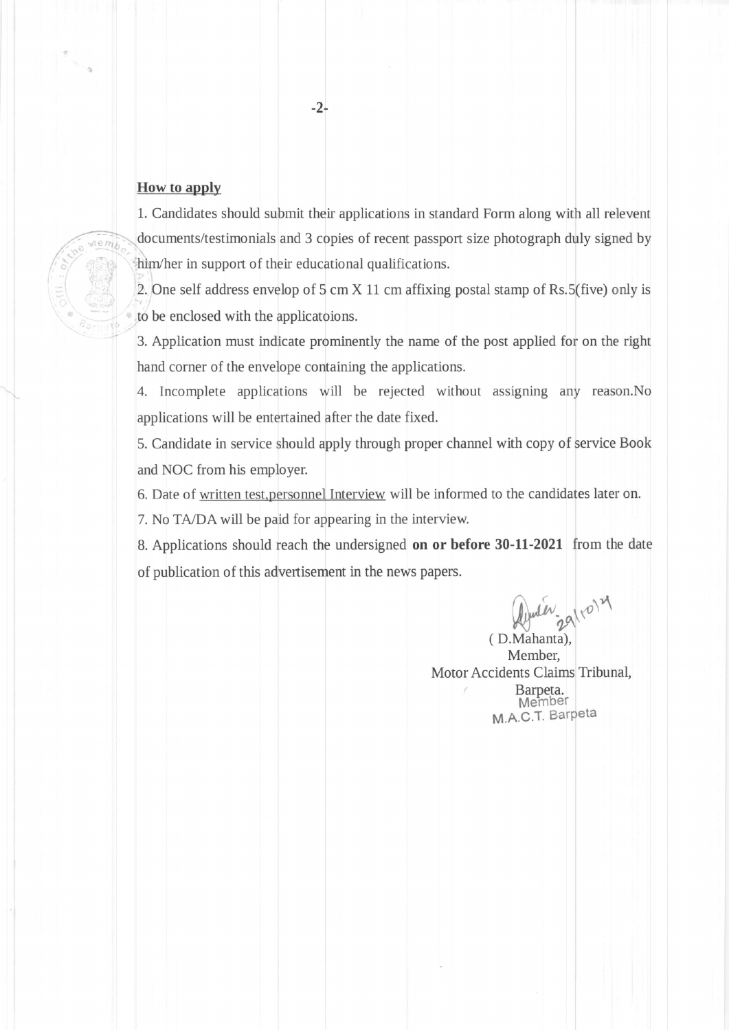## How to apply

1. Candidates should submit their applications in standard Form along with all relevent documents/testimonials and 3 copies of recent passport size photograph duly signed by him/her in support of their educational qualifications.
2. One self address envelop of 5 cm X 11 cm affixing postal stamp of Rs.5(five) only is to be enclosed with the applicatoions.
3. Application must indicate prominently the name of the post applied for on the right hand corner of the envelope containing the applications.
4. Incomplete applications will be rejected without assigning any reason.No applications will be entertained after the date fixed.
5. Candidate in service should apply through proper channel with copy of service Book and NOC from his employer.
6. Date of written test,personnel Interview will be informed to the candidates later on.
7. No TA/DA will be paid for appearing in the interview.
8. Applications should reach the undersigned **on or before 30-11-2021** from the date of publication of this advertisement in the news papers.

29/10/21

( D.Mahanta),
Member,
Motor Accidents Claims Tribunal,
Barpeta.
Member
M.A.C.T. Barpeta